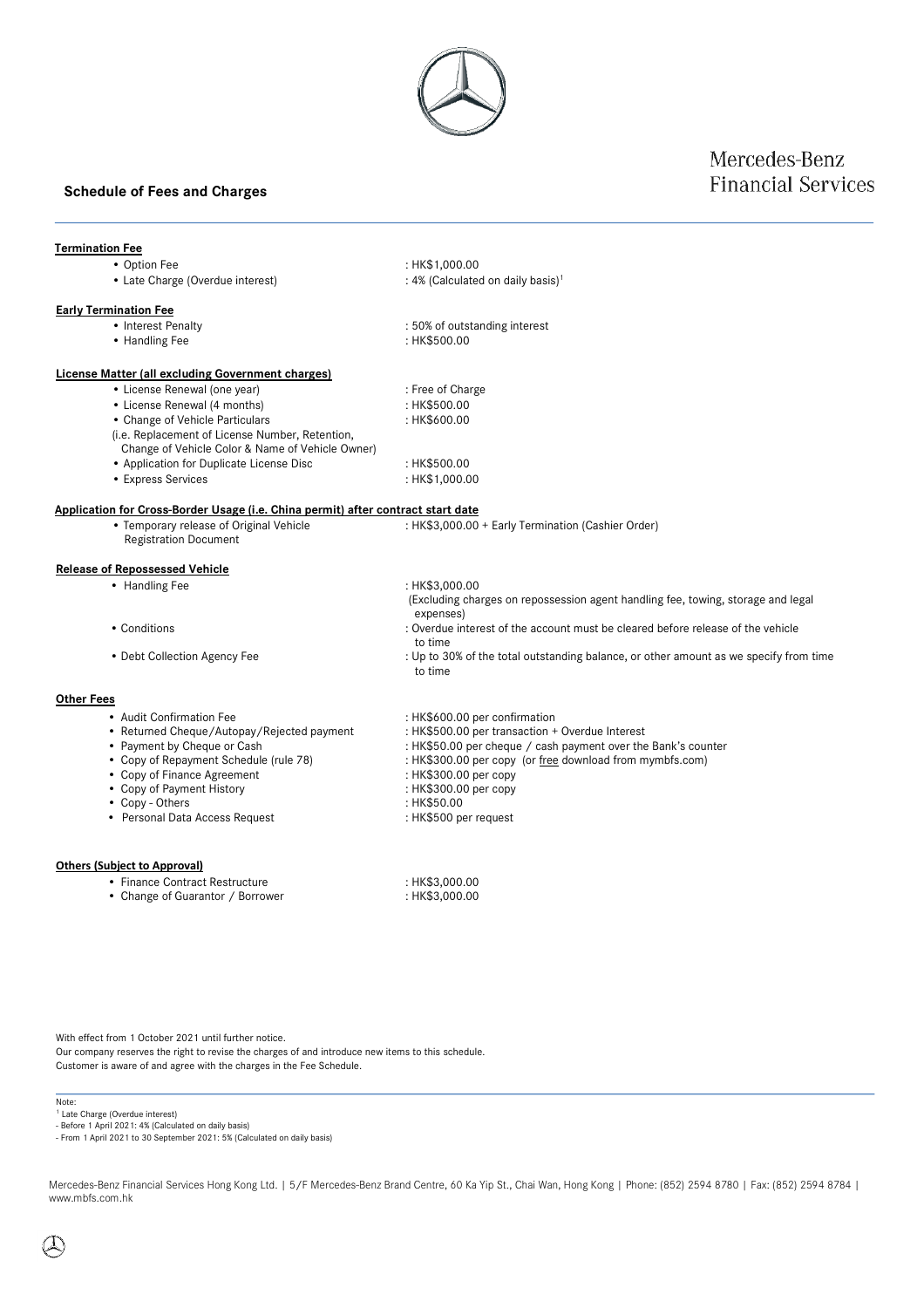# Mercedes-Benz Financial Services

## Schedule of Fees and Charges

**Termination Fee**

- Option Fee : HK$1,000.00
- Late Charge (Overdue interest) : 4% (Calculated on daily basis)[1]

**Early Termination Fee**

- Interest Penalty : 50% of outstanding interest
- Handling Fee : HK$500.00

**License Matter (all excluding Government charges)**

- License Renewal (one year) : Free of Charge
- License Renewal (4 months) : HK$500.00
- Change of Vehicle Particulars : HK$600.00
  (i.e. Replacement of License Number, Retention, Change of Vehicle Color & Name of Vehicle Owner)
- Application for Duplicate License Disc : HK$500.00
- Express Services : HK$1,000.00

**Application for Cross-Border Usage (i.e. China permit) after contract start date**

- Temporary release of Original Vehicle Registration Document : HK$3,000.00 + Early Termination (Cashier Order)

**Release of Repossessed Vehicle**

- Handling Fee : HK$3,000.00
  (Excluding charges on repossession agent handling fee, towing, storage and legal expenses)
- Conditions : Overdue interest of the account must be cleared before release of the vehicle to time
- Debt Collection Agency Fee : Up to 30% of the total outstanding balance, or other amount as we specify from time to time

**Other Fees**

- Audit Confirmation Fee : HK$600.00 per confirmation
- Returned Cheque/Autopay/Rejected payment : HK$500.00 per transaction + Overdue Interest
- Payment by Cheque or Cash : HK$50.00 per cheque / cash payment over the Bank's counter
- Copy of Repayment Schedule (rule 78) : HK$300.00 per copy (or <u>free</u> download from mymbfs.com)
- Copy of Finance Agreement : HK$300.00 per copy
- Copy of Payment History : HK$300.00 per copy
- Copy - Others : HK$50.00
- Personal Data Access Request : HK$500 per request

**Others (Subject to Approval)**

- Finance Contract Restructure : HK$3,000.00
- Change of Guarantor / Borrower : HK$3,000.00

With effect from 1 October 2021 until further notice.
Our company reserves the right to revise the charges of and introduce new items to this schedule.
Customer is aware of and agree with the charges in the Fee Schedule.

Note:
[1] Late Charge (Overdue interest)
- Before 1 April 2021: 4% (Calculated on daily basis)
- From 1 April 2021 to 30 September 2021: 5% (Calculated on daily basis)

Mercedes-Benz Financial Services Hong Kong Ltd. | 5/F Mercedes-Benz Brand Centre, 60 Ka Yip St., Chai Wan, Hong Kong | Phone: (852) 2594 8780 | Fax: (852) 2594 8784 | www.mbfs.com.hk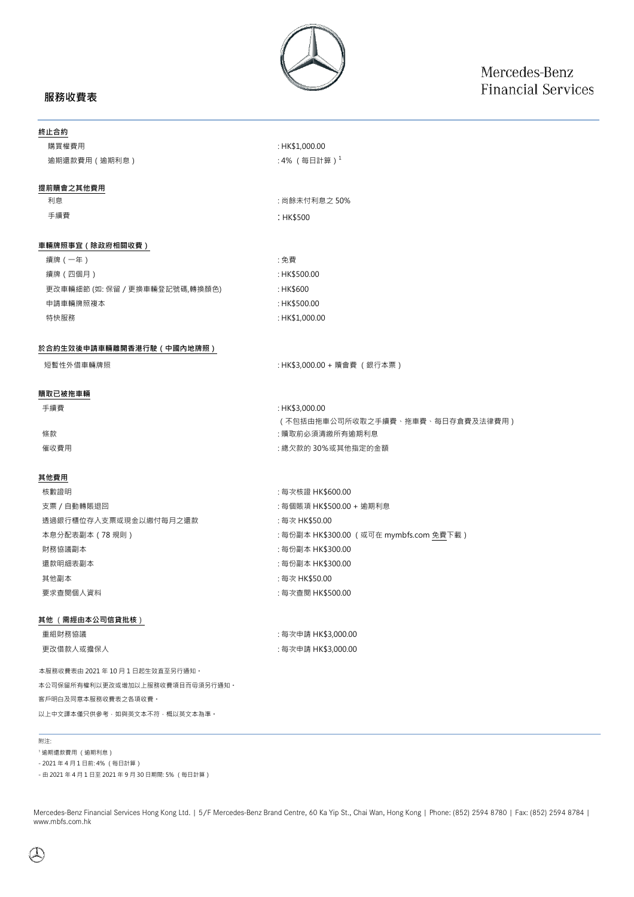## 服務收費表

Mercedes-Benz Financial Services

**終止合約**

| | |
|---|---|
| 購買權費用 | : HK$1,000.00 |
| 逾期還款費用（逾期利息） | : 4% （每日計算）[1] |

**提前贖會之其他費用**

| | |
|---|---|
| 利息 | : 尚餘未付利息之 50% |
| 手續費 | : HK$500 |

**車輛牌照事宜（除政府相關收費）**

| | |
|---|---|
| 續牌（一年） | : 免費 |
| 續牌（四個月） | : HK$500.00 |
| 更改車輛細節 (如: 保留 / 更換車輛登記號碼,轉換顏色) | : HK$600 |
| 申請車輛牌照複本 | : HK$500.00 |
| 特快服務 | : HK$1,000.00 |

**於合約生效後申請車輛離開香港行駛（中國內地牌照）**

| | |
|---|---|
| 短暫性外借車輛牌照 | : HK$3,000.00 + 贖會費 （銀行本票） |

**贖取已被拖車輛**

| | |
|---|---|
| 手續費 | : HK$3,000.00<br>（不包括由拖車公司所收取之手續費、拖車費、每日存倉費及法律費用） |
| 條款 | : 贖取前必須清繳所有逾期利息 |
| 催收費用 | : 總欠款的 30%或其他指定的金額 |

**其他費用**

| | |
|---|---|
| 核數證明 | : 每次核證 HK$600.00 |
| 支票 / 自動轉賬退回 | : 每個賬項 HK$500.00 + 逾期利息 |
| 透過銀行櫃位存入支票或現金以繳付每月之還款 | : 每次 HK$50.00 |
| 本息分配表副本（78 規則） | : 每份副本 HK$300.00 （或可在 mymbfs.com 免費下載） |
| 財務協議副本 | : 每份副本 HK$300.00 |
| 還款明細表副本 | : 每份副本 HK$300.00 |
| 其他副本 | : 每次 HK$50.00 |
| 要求查閱個人資料 | : 每次查閱 HK$500.00 |

**其他 （需經由本公司信貸批核）**

| | |
|---|---|
| 重組財務協議 | : 每次申請 HK$3,000.00 |
| 更改借款人或擔保人 | : 每次申請 HK$3,000.00 |

本服務收費表由 2021 年 10 月 1 日起生效直至另行通知。

本公司保留所有權利以更改或增加以上服務收費項目而毋須另行通知。

客戶明白及同意本服務收費表之各項收費。

以上中文譯本僅只供參考，如與英文本不符，概以英文本為準。

附注:

[1] 逾期還款費用 （逾期利息）

- 2021 年 4 月 1 日前: 4% （每日計算）
- 由 2021 年 4 月 1 日至 2021 年 9 月 30 日期間: 5% （每日計算）

Mercedes-Benz Financial Services Hong Kong Ltd. | 5/F Mercedes-Benz Brand Centre, 60 Ka Yip St., Chai Wan, Hong Kong | Phone: (852) 2594 8780 | Fax: (852) 2594 8784 | www.mbfs.com.hk